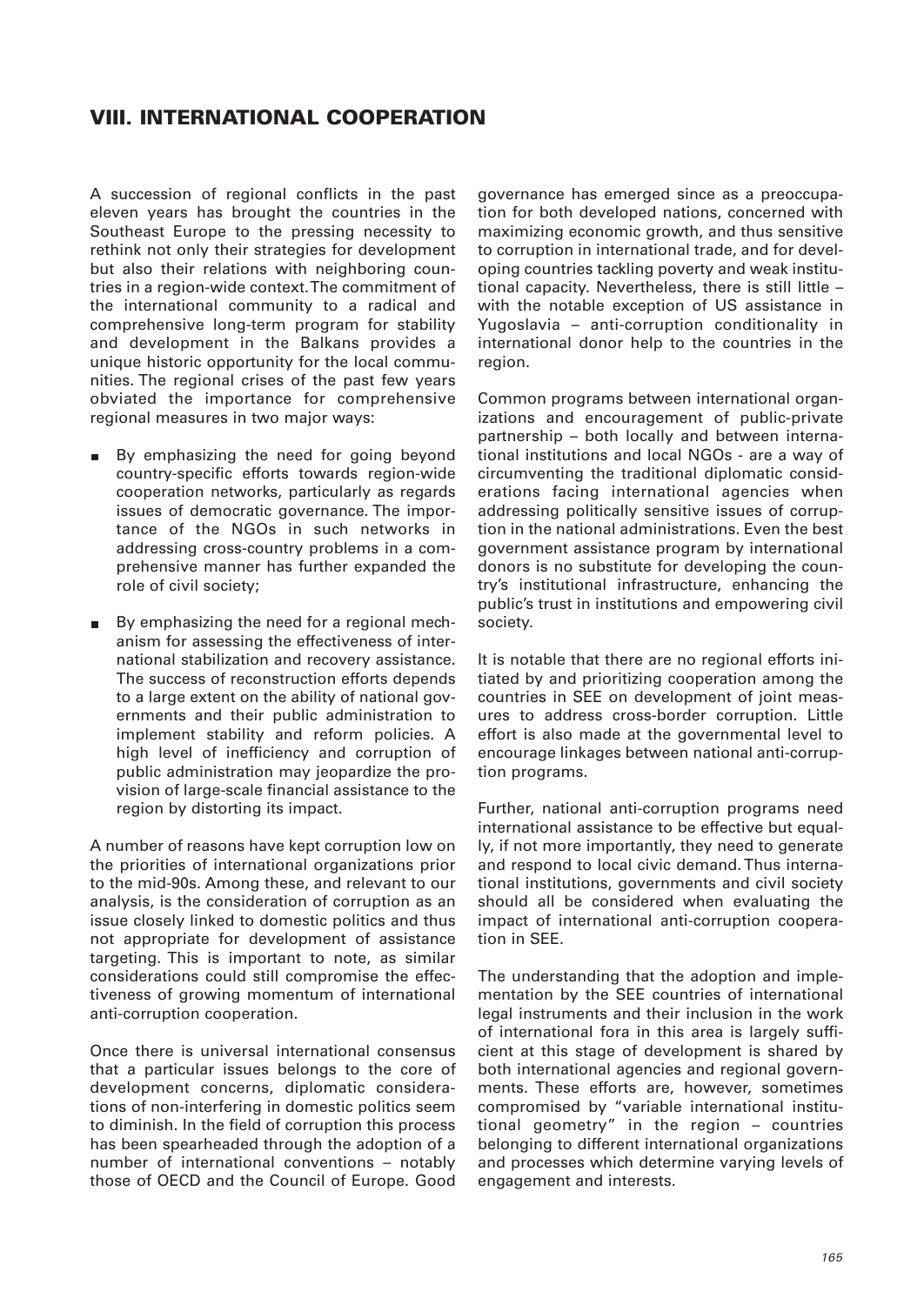# VIII. INTERNATIONAL COOPERATION

A succession of regional conflicts in the past eleven years has brought the countries in the Southeast Europe to the pressing necessity to rethink not only their strategies for development but also their relations with neighboring countries in a region-wide context. The commitment of the international community to a radical and comprehensive long-term program for stability and development in the Balkans provides a unique historic opportunity for the local communities. The regional crises of the past few years obviated the importance for comprehensive regional measures in two major ways:

- By emphasizing the need for going beyond country-specific efforts towards region-wide cooperation networks, particularly as regards issues of democratic governance. The importance of the NGOs in such networks in addressing cross-country problems in a comprehensive manner has further expanded the role of civil society;
- By emphasizing the need for a regional mechanism for assessing the effectiveness of international stabilization and recovery assistance. The success of reconstruction efforts depends to a large extent on the ability of national governments and their public administration to implement stability and reform policies. A high level of inefficiency and corruption of public administration may jeopardize the provision of large-scale financial assistance to the region by distorting its impact.

A number of reasons have kept corruption low on the priorities of international organizations prior to the mid-90s. Among these, and relevant to our analysis, is the consideration of corruption as an issue closely linked to domestic politics and thus not appropriate for development of assistance targeting. This is important to note, as similar considerations could still compromise the effectiveness of growing momentum of international anti-corruption cooperation.

Once there is universal international consensus that a particular issues belongs to the core of development concerns, diplomatic considerations of non-interfering in domestic politics seem to diminish. In the field of corruption this process has been spearheaded through the adoption of a number of international conventions – notably those of OECD and the Council of Europe. Good governance has emerged since as a preoccupation for both developed nations, concerned with maximizing economic growth, and thus sensitive to corruption in international trade, and for developing countries tackling poverty and weak institutional capacity. Nevertheless, there is still little – with the notable exception of US assistance in Yugoslavia – anti-corruption conditionality in international donor help to the countries in the region.

Common programs between international organizations and encouragement of public-private partnership – both locally and between international institutions and local NGOs - are a way of circumventing the traditional diplomatic considerations facing international agencies when addressing politically sensitive issues of corruption in the national administrations. Even the best government assistance program by international donors is no substitute for developing the country's institutional infrastructure, enhancing the public's trust in institutions and empowering civil society.

It is notable that there are no regional efforts initiated by and prioritizing cooperation among the countries in SEE on development of joint measures to address cross-border corruption. Little effort is also made at the governmental level to encourage linkages between national anti-corruption programs.

Further, national anti-corruption programs need international assistance to be effective but equally, if not more importantly, they need to generate and respond to local civic demand. Thus international institutions, governments and civil society should all be considered when evaluating the impact of international anti-corruption cooperation in SEE.

The understanding that the adoption and implementation by the SEE countries of international legal instruments and their inclusion in the work of international fora in this area is largely sufficient at this stage of development is shared by both international agencies and regional governments. These efforts are, however, sometimes compromised by "variable international institutional geometry" in the region – countries belonging to different international organizations and processes which determine varying levels of engagement and interests.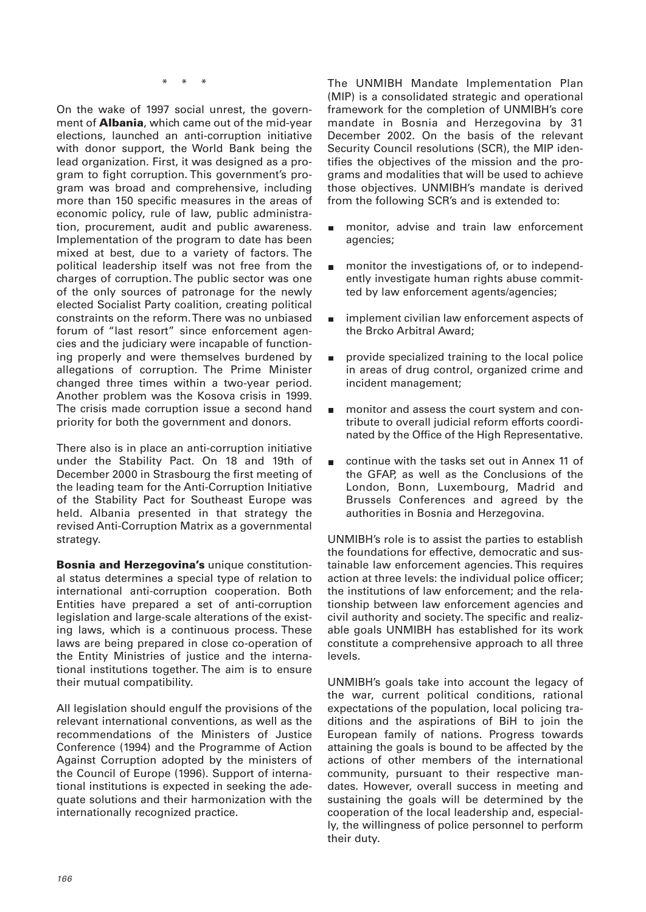\* \* \*

On the wake of 1997 social unrest, the government of **Albania**, which came out of the mid-year elections, launched an anti-corruption initiative with donor support, the World Bank being the lead organization. First, it was designed as a program to fight corruption. This government's program was broad and comprehensive, including more than 150 specific measures in the areas of economic policy, rule of law, public administration, procurement, audit and public awareness. Implementation of the program to date has been mixed at best, due to a variety of factors. The political leadership itself was not free from the charges of corruption. The public sector was one of the only sources of patronage for the newly elected Socialist Party coalition, creating political constraints on the reform. There was no unbiased forum of "last resort" since enforcement agencies and the judiciary were incapable of functioning properly and were themselves burdened by allegations of corruption. The Prime Minister changed three times within a two-year period. Another problem was the Kosova crisis in 1999. The crisis made corruption issue a second hand priority for both the government and donors.

There also is in place an anti-corruption initiative under the Stability Pact. On 18 and 19th of December 2000 in Strasbourg the first meeting of the leading team for the Anti-Corruption Initiative of the Stability Pact for Southeast Europe was held. Albania presented in that strategy the revised Anti-Corruption Matrix as a governmental strategy.

**Bosnia and Herzegovina's** unique constitutional status determines a special type of relation to international anti-corruption cooperation. Both Entities have prepared a set of anti-corruption legislation and large-scale alterations of the existing laws, which is a continuous process. These laws are being prepared in close co-operation of the Entity Ministries of justice and the international institutions together. The aim is to ensure their mutual compatibility.

All legislation should engulf the provisions of the relevant international conventions, as well as the recommendations of the Ministers of Justice Conference (1994) and the Programme of Action Against Corruption adopted by the ministers of the Council of Europe (1996). Support of international institutions is expected in seeking the adequate solutions and their harmonization with the internationally recognized practice.

The UNMIBH Mandate Implementation Plan (MIP) is a consolidated strategic and operational framework for the completion of UNMIBH's core mandate in Bosnia and Herzegovina by 31 December 2002. On the basis of the relevant Security Council resolutions (SCR), the MIP identifies the objectives of the mission and the programs and modalities that will be used to achieve those objectives. UNMIBH's mandate is derived from the following SCR's and is extended to:

- monitor, advise and train law enforcement agencies;
- monitor the investigations of, or to independently investigate human rights abuse committed by law enforcement agents/agencies;
- implement civilian law enforcement aspects of the Brcko Arbitral Award;
- provide specialized training to the local police in areas of drug control, organized crime and incident management;
- monitor and assess the court system and contribute to overall judicial reform efforts coordinated by the Office of the High Representative.
- continue with the tasks set out in Annex 11 of the GFAP, as well as the Conclusions of the London, Bonn, Luxembourg, Madrid and Brussels Conferences and agreed by the authorities in Bosnia and Herzegovina.

UNMIBH's role is to assist the parties to establish the foundations for effective, democratic and sustainable law enforcement agencies. This requires action at three levels: the individual police officer; the institutions of law enforcement; and the relationship between law enforcement agencies and civil authority and society. The specific and realizable goals UNMIBH has established for its work constitute a comprehensive approach to all three levels.

UNMIBH's goals take into account the legacy of the war, current political conditions, rational expectations of the population, local policing traditions and the aspirations of BiH to join the European family of nations. Progress towards attaining the goals is bound to be affected by the actions of other members of the international community, pursuant to their respective mandates. However, overall success in meeting and sustaining the goals will be determined by the cooperation of the local leadership and, especially, the willingness of police personnel to perform their duty.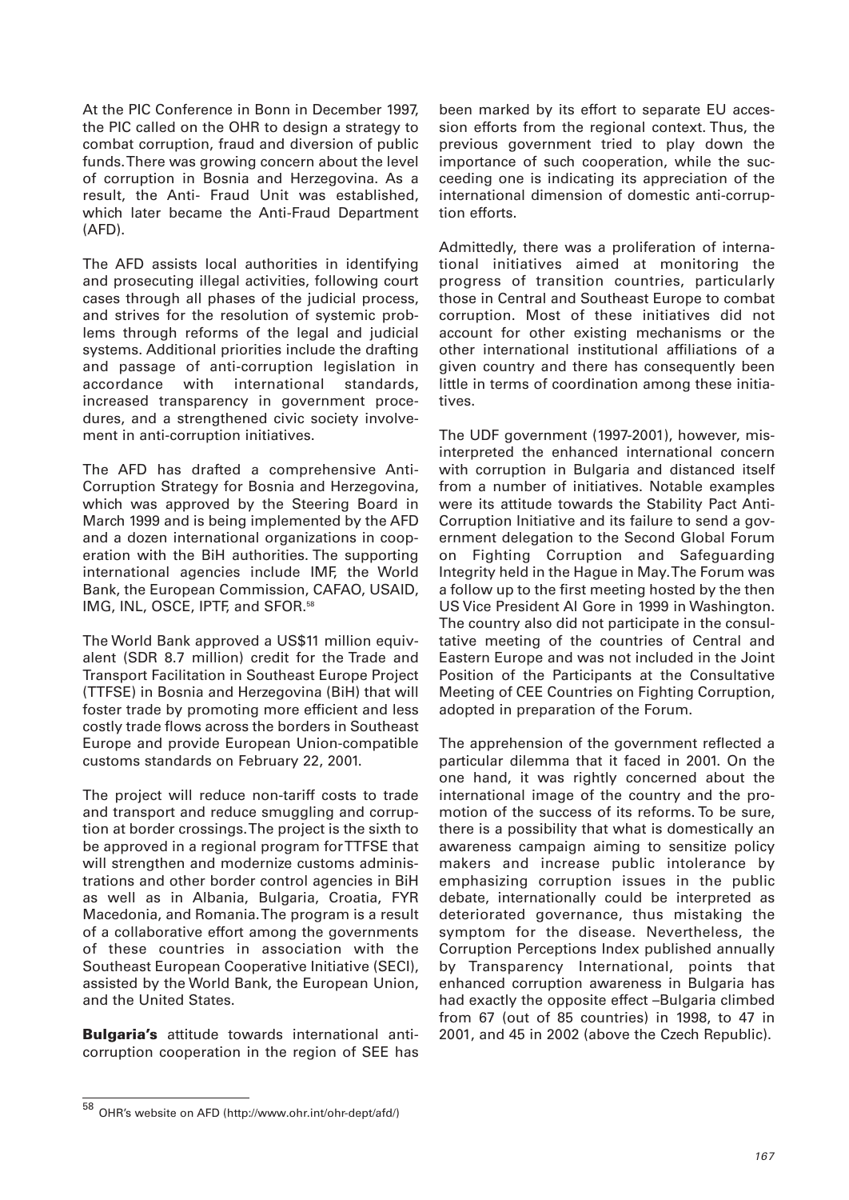At the PIC Conference in Bonn in December 1997, the PIC called on the OHR to design a strategy to combat corruption, fraud and diversion of public funds. There was growing concern about the level of corruption in Bosnia and Herzegovina. As a result, the Anti- Fraud Unit was established, which later became the Anti-Fraud Department (AFD).

The AFD assists local authorities in identifying and prosecuting illegal activities, following court cases through all phases of the judicial process, and strives for the resolution of systemic problems through reforms of the legal and judicial systems. Additional priorities include the drafting and passage of anti-corruption legislation in accordance with international standards, increased transparency in government procedures, and a strengthened civic society involvement in anti-corruption initiatives.

The AFD has drafted a comprehensive Anti-Corruption Strategy for Bosnia and Herzegovina, which was approved by the Steering Board in March 1999 and is being implemented by the AFD and a dozen international organizations in cooperation with the BiH authorities. The supporting international agencies include IMF, the World Bank, the European Commission, CAFAO, USAID, IMG, INL, OSCE, IPTF, and SFOR.[58]

The World Bank approved a US$11 million equivalent (SDR 8.7 million) credit for the Trade and Transport Facilitation in Southeast Europe Project (TTFSE) in Bosnia and Herzegovina (BiH) that will foster trade by promoting more efficient and less costly trade flows across the borders in Southeast Europe and provide European Union-compatible customs standards on February 22, 2001.

The project will reduce non-tariff costs to trade and transport and reduce smuggling and corruption at border crossings. The project is the sixth to be approved in a regional program for TTFSE that will strengthen and modernize customs administrations and other border control agencies in BiH as well as in Albania, Bulgaria, Croatia, FYR Macedonia, and Romania. The program is a result of a collaborative effort among the governments of these countries in association with the Southeast European Cooperative Initiative (SECI), assisted by the World Bank, the European Union, and the United States.

**Bulgaria's** attitude towards international anti-corruption cooperation in the region of SEE has been marked by its effort to separate EU accession efforts from the regional context. Thus, the previous government tried to play down the importance of such cooperation, while the succeeding one is indicating its appreciation of the international dimension of domestic anti-corruption efforts.

Admittedly, there was a proliferation of international initiatives aimed at monitoring the progress of transition countries, particularly those in Central and Southeast Europe to combat corruption. Most of these initiatives did not account for other existing mechanisms or the other international institutional affiliations of a given country and there has consequently been little in terms of coordination among these initiatives.

The UDF government (1997-2001), however, misinterpreted the enhanced international concern with corruption in Bulgaria and distanced itself from a number of initiatives. Notable examples were its attitude towards the Stability Pact Anti-Corruption Initiative and its failure to send a government delegation to the Second Global Forum on Fighting Corruption and Safeguarding Integrity held in the Hague in May. The Forum was a follow up to the first meeting hosted by the then US Vice President Al Gore in 1999 in Washington. The country also did not participate in the consultative meeting of the countries of Central and Eastern Europe and was not included in the Joint Position of the Participants at the Consultative Meeting of CEE Countries on Fighting Corruption, adopted in preparation of the Forum.

The apprehension of the government reflected a particular dilemma that it faced in 2001. On the one hand, it was rightly concerned about the international image of the country and the promotion of the success of its reforms. To be sure, there is a possibility that what is domestically an awareness campaign aiming to sensitize policy makers and increase public intolerance by emphasizing corruption issues in the public debate, internationally could be interpreted as deteriorated governance, thus mistaking the symptom for the disease. Nevertheless, the Corruption Perceptions Index published annually by Transparency International, points that enhanced corruption awareness in Bulgaria has had exactly the opposite effect –Bulgaria climbed from 67 (out of 85 countries) in 1998, to 47 in 2001, and 45 in 2002 (above the Czech Republic).

---

[58] OHR's website on AFD (http://www.ohr.int/ohr-dept/afd/)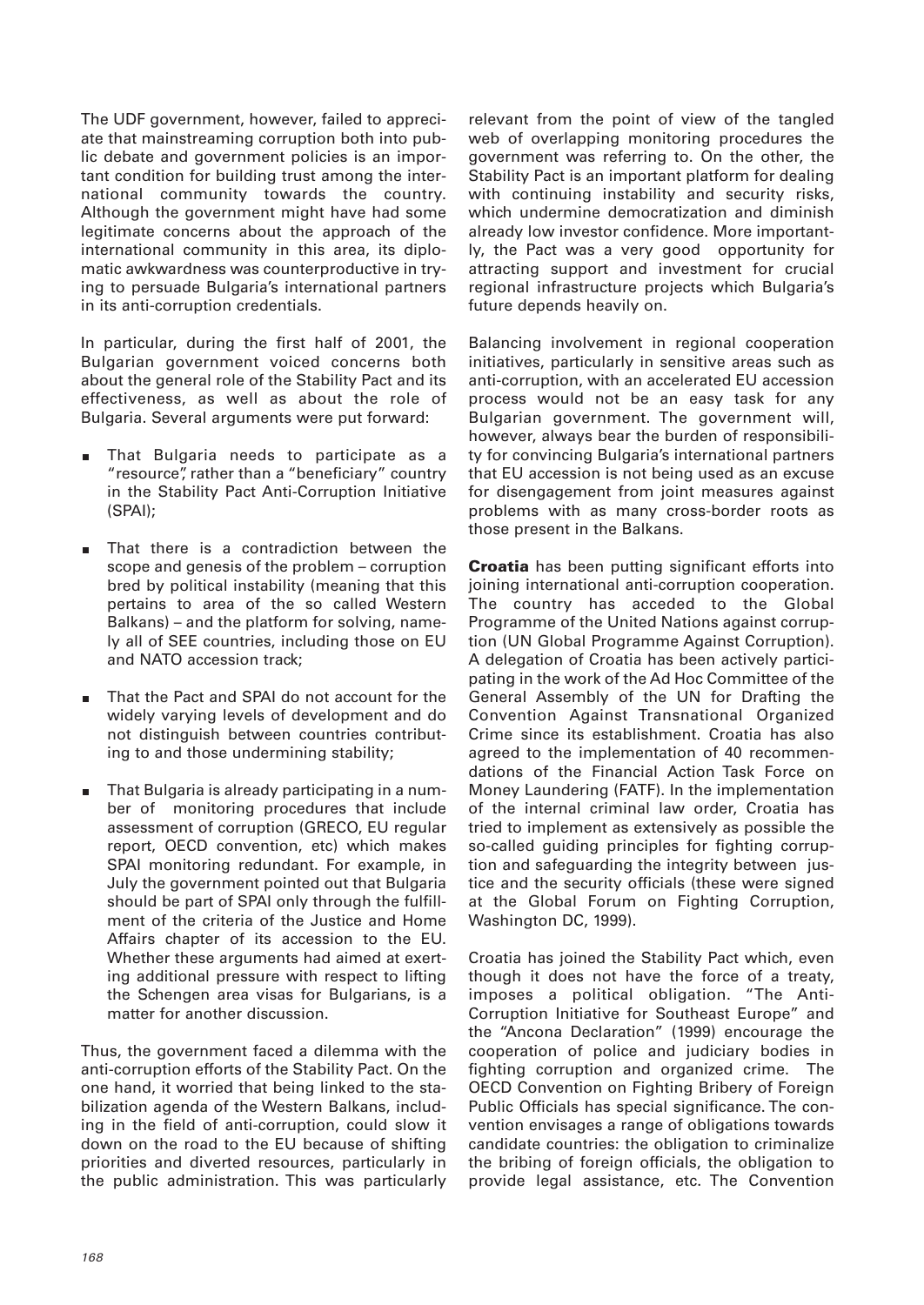The UDF government, however, failed to appreciate that mainstreaming corruption both into public debate and government policies is an important condition for building trust among the international community towards the country. Although the government might have had some legitimate concerns about the approach of the international community in this area, its diplomatic awkwardness was counterproductive in trying to persuade Bulgaria's international partners in its anti-corruption credentials.

In particular, during the first half of 2001, the Bulgarian government voiced concerns both about the general role of the Stability Pact and its effectiveness, as well as about the role of Bulgaria. Several arguments were put forward:

- That Bulgaria needs to participate as a "resource", rather than a "beneficiary" country in the Stability Pact Anti-Corruption Initiative (SPAI);
- That there is a contradiction between the scope and genesis of the problem – corruption bred by political instability (meaning that this pertains to area of the so called Western Balkans) – and the platform for solving, namely all of SEE countries, including those on EU and NATO accession track;
- That the Pact and SPAI do not account for the widely varying levels of development and do not distinguish between countries contributing to and those undermining stability;
- That Bulgaria is already participating in a number of monitoring procedures that include assessment of corruption (GRECO, EU regular report, OECD convention, etc) which makes SPAI monitoring redundant. For example, in July the government pointed out that Bulgaria should be part of SPAI only through the fulfillment of the criteria of the Justice and Home Affairs chapter of its accession to the EU. Whether these arguments had aimed at exerting additional pressure with respect to lifting the Schengen area visas for Bulgarians, is a matter for another discussion.

Thus, the government faced a dilemma with the anti-corruption efforts of the Stability Pact. On the one hand, it worried that being linked to the stabilization agenda of the Western Balkans, including in the field of anti-corruption, could slow it down on the road to the EU because of shifting priorities and diverted resources, particularly in the public administration. This was particularly relevant from the point of view of the tangled web of overlapping monitoring procedures the government was referring to. On the other, the Stability Pact is an important platform for dealing with continuing instability and security risks, which undermine democratization and diminish already low investor confidence. More importantly, the Pact was a very good opportunity for attracting support and investment for crucial regional infrastructure projects which Bulgaria's future depends heavily on.

Balancing involvement in regional cooperation initiatives, particularly in sensitive areas such as anti-corruption, with an accelerated EU accession process would not be an easy task for any Bulgarian government. The government will, however, always bear the burden of responsibility for convincing Bulgaria's international partners that EU accession is not being used as an excuse for disengagement from joint measures against problems with as many cross-border roots as those present in the Balkans.

**Croatia** has been putting significant efforts into joining international anti-corruption cooperation. The country has acceded to the Global Programme of the United Nations against corruption (UN Global Programme Against Corruption). A delegation of Croatia has been actively participating in the work of the Ad Hoc Committee of the General Assembly of the UN for Drafting the Convention Against Transnational Organized Crime since its establishment. Croatia has also agreed to the implementation of 40 recommendations of the Financial Action Task Force on Money Laundering (FATF). In the implementation of the internal criminal law order, Croatia has tried to implement as extensively as possible the so-called guiding principles for fighting corruption and safeguarding the integrity between justice and the security officials (these were signed at the Global Forum on Fighting Corruption, Washington DC, 1999).

Croatia has joined the Stability Pact which, even though it does not have the force of a treaty, imposes a political obligation. "The Anti-Corruption Initiative for Southeast Europe" and the "Ancona Declaration" (1999) encourage the cooperation of police and judiciary bodies in fighting corruption and organized crime. The OECD Convention on Fighting Bribery of Foreign Public Officials has special significance. The convention envisages a range of obligations towards candidate countries: the obligation to criminalize the bribing of foreign officials, the obligation to provide legal assistance, etc. The Convention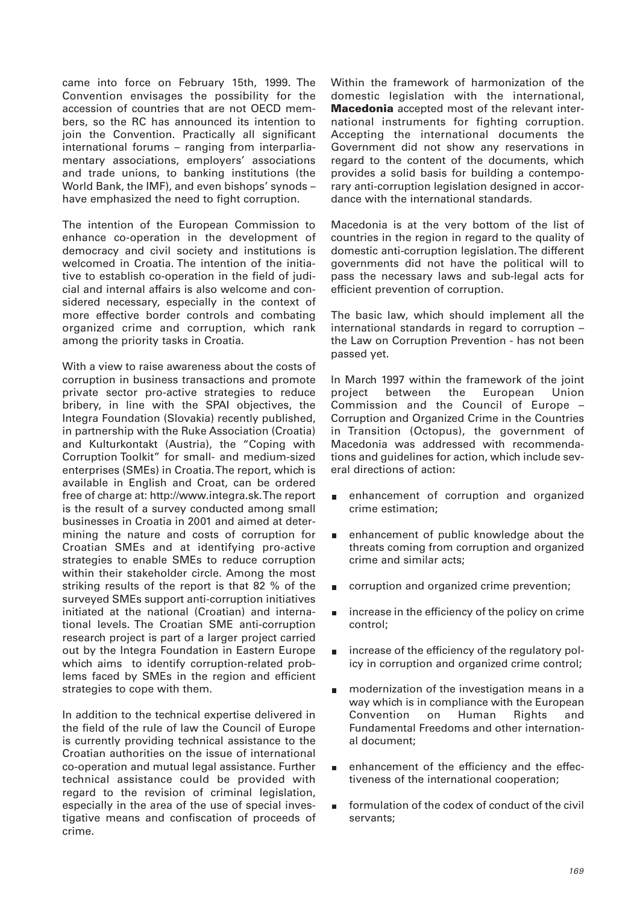came into force on February 15th, 1999. The Convention envisages the possibility for the accession of countries that are not OECD members, so the RC has announced its intention to join the Convention. Practically all significant international forums – ranging from interparliamentary associations, employers' associations and trade unions, to banking institutions (the World Bank, the IMF), and even bishops' synods – have emphasized the need to fight corruption.

The intention of the European Commission to enhance co-operation in the development of democracy and civil society and institutions is welcomed in Croatia. The intention of the initiative to establish co-operation in the field of judicial and internal affairs is also welcome and considered necessary, especially in the context of more effective border controls and combating organized crime and corruption, which rank among the priority tasks in Croatia.

With a view to raise awareness about the costs of corruption in business transactions and promote private sector pro-active strategies to reduce bribery, in line with the SPAI objectives, the Integra Foundation (Slovakia) recently published, in partnership with the Ruke Association (Croatia) and Kulturkontakt (Austria), the "Coping with Corruption Toolkit" for small- and medium-sized enterprises (SMEs) in Croatia. The report, which is available in English and Croat, can be ordered free of charge at: http://www.integra.sk. The report is the result of a survey conducted among small businesses in Croatia in 2001 and aimed at determining the nature and costs of corruption for Croatian SMEs and at identifying pro-active strategies to enable SMEs to reduce corruption within their stakeholder circle. Among the most striking results of the report is that 82 % of the surveyed SMEs support anti-corruption initiatives initiated at the national (Croatian) and international levels. The Croatian SME anti-corruption research project is part of a larger project carried out by the Integra Foundation in Eastern Europe which aims to identify corruption-related problems faced by SMEs in the region and efficient strategies to cope with them.

In addition to the technical expertise delivered in the field of the rule of law the Council of Europe is currently providing technical assistance to the Croatian authorities on the issue of international co-operation and mutual legal assistance. Further technical assistance could be provided with regard to the revision of criminal legislation, especially in the area of the use of special investigative means and confiscation of proceeds of crime.

Within the framework of harmonization of the domestic legislation with the international, **Macedonia** accepted most of the relevant international instruments for fighting corruption. Accepting the international documents the Government did not show any reservations in regard to the content of the documents, which provides a solid basis for building a contemporary anti-corruption legislation designed in accordance with the international standards.

Macedonia is at the very bottom of the list of countries in the region in regard to the quality of domestic anti-corruption legislation. The different governments did not have the political will to pass the necessary laws and sub-legal acts for efficient prevention of corruption.

The basic law, which should implement all the international standards in regard to corruption – the Law on Corruption Prevention - has not been passed yet.

In March 1997 within the framework of the joint project between the European Union Commission and the Council of Europe – Corruption and Organized Crime in the Countries in Transition (Octopus), the government of Macedonia was addressed with recommendations and guidelines for action, which include several directions of action:

- enhancement of corruption and organized crime estimation;
- enhancement of public knowledge about the threats coming from corruption and organized crime and similar acts;
- corruption and organized crime prevention;
- increase in the efficiency of the policy on crime control;
- increase of the efficiency of the regulatory policy in corruption and organized crime control;
- modernization of the investigation means in a way which is in compliance with the European Convention on Human Rights and Fundamental Freedoms and other international document;
- enhancement of the efficiency and the effectiveness of the international cooperation;
- formulation of the codex of conduct of the civil servants;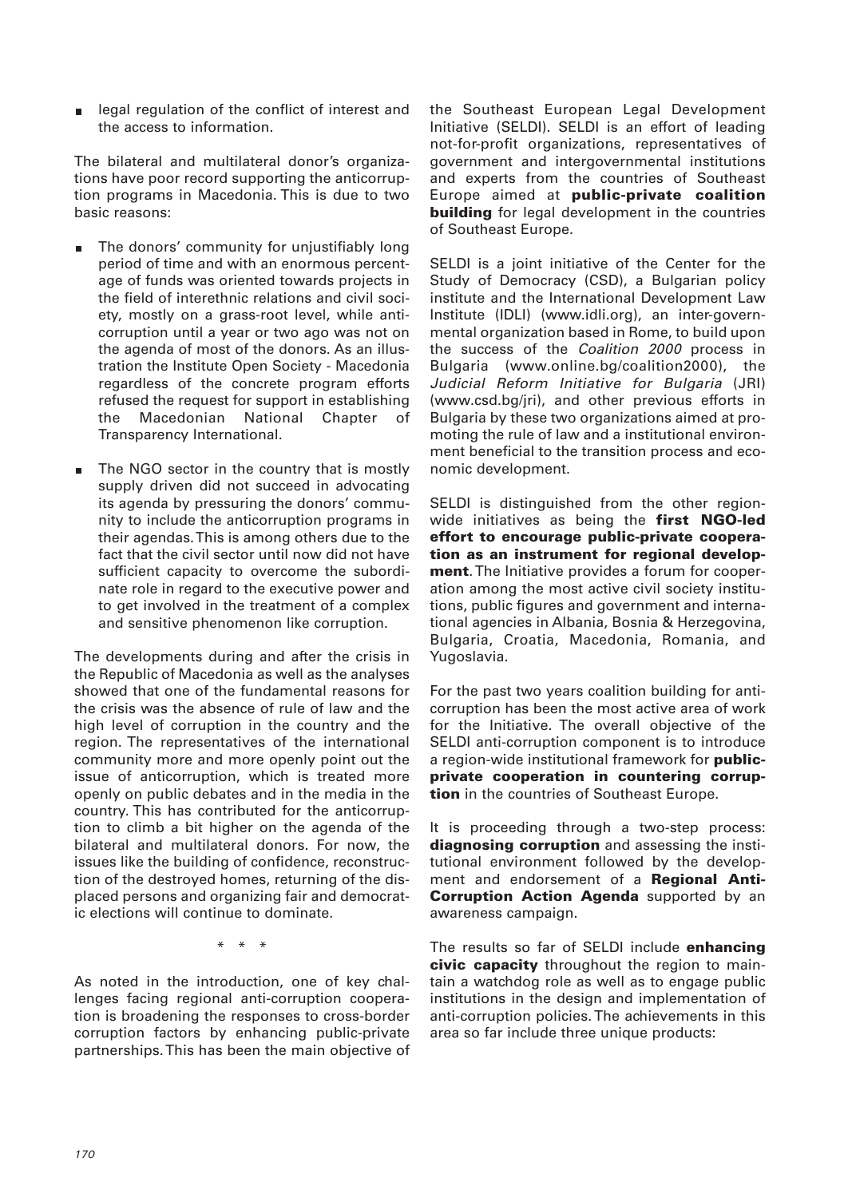- legal regulation of the conflict of interest and the access to information.

The bilateral and multilateral donor's organizations have poor record supporting the anticorruption programs in Macedonia. This is due to two basic reasons:

- The donors' community for unjustifiably long period of time and with an enormous percentage of funds was oriented towards projects in the field of interethnic relations and civil society, mostly on a grass-root level, while anticorruption until a year or two ago was not on the agenda of most of the donors. As an illustration the Institute Open Society - Macedonia regardless of the concrete program efforts refused the request for support in establishing the Macedonian National Chapter of Transparency International.
- The NGO sector in the country that is mostly supply driven did not succeed in advocating its agenda by pressuring the donors' community to include the anticorruption programs in their agendas. This is among others due to the fact that the civil sector until now did not have sufficient capacity to overcome the subordinate role in regard to the executive power and to get involved in the treatment of a complex and sensitive phenomenon like corruption.

The developments during and after the crisis in the Republic of Macedonia as well as the analyses showed that one of the fundamental reasons for the crisis was the absence of rule of law and the high level of corruption in the country and the region. The representatives of the international community more and more openly point out the issue of anticorruption, which is treated more openly on public debates and in the media in the country. This has contributed for the anticorruption to climb a bit higher on the agenda of the bilateral and multilateral donors. For now, the issues like the building of confidence, reconstruction of the destroyed homes, returning of the displaced persons and organizing fair and democratic elections will continue to dominate.

\* \* \*

As noted in the introduction, one of key challenges facing regional anti-corruption cooperation is broadening the responses to cross-border corruption factors by enhancing public-private partnerships. This has been the main objective of the Southeast European Legal Development Initiative (SELDI). SELDI is an effort of leading not-for-profit organizations, representatives of government and intergovernmental institutions and experts from the countries of Southeast Europe aimed at **public-private coalition building** for legal development in the countries of Southeast Europe.

SELDI is a joint initiative of the Center for the Study of Democracy (CSD), a Bulgarian policy institute and the International Development Law Institute (IDLI) (www.idli.org), an inter-governmental organization based in Rome, to build upon the success of the *Coalition 2000* process in Bulgaria (www.online.bg/coalition2000), the *Judicial Reform Initiative for Bulgaria* (JRI) (www.csd.bg/jri), and other previous efforts in Bulgaria by these two organizations aimed at promoting the rule of law and a institutional environment beneficial to the transition process and economic development.

SELDI is distinguished from the other region-wide initiatives as being the **first NGO-led effort to encourage public-private cooperation as an instrument for regional development**. The Initiative provides a forum for cooperation among the most active civil society institutions, public figures and government and international agencies in Albania, Bosnia & Herzegovina, Bulgaria, Croatia, Macedonia, Romania, and Yugoslavia.

For the past two years coalition building for anticorruption has been the most active area of work for the Initiative. The overall objective of the SELDI anti-corruption component is to introduce a region-wide institutional framework for **public-private cooperation in countering corruption** in the countries of Southeast Europe.

It is proceeding through a two-step process: **diagnosing corruption** and assessing the institutional environment followed by the development and endorsement of a **Regional Anti-Corruption Action Agenda** supported by an awareness campaign.

The results so far of SELDI include **enhancing civic capacity** throughout the region to maintain a watchdog role as well as to engage public institutions in the design and implementation of anti-corruption policies. The achievements in this area so far include three unique products: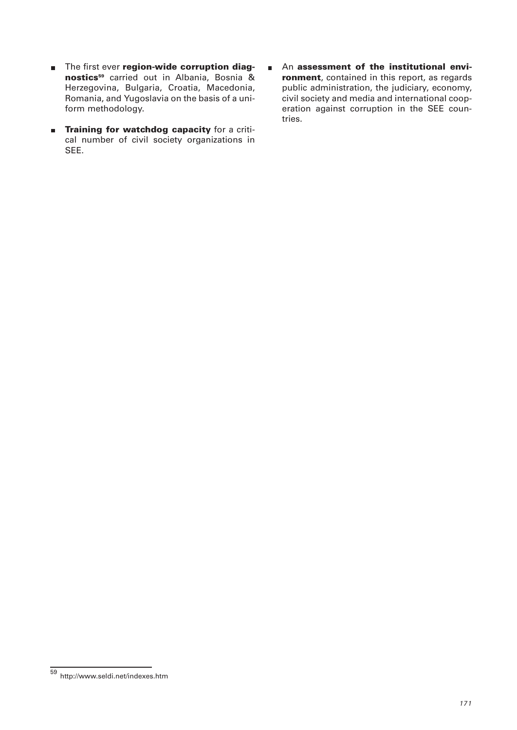- The first ever **region-wide corruption diagnostics**[59] carried out in Albania, Bosnia & Herzegovina, Bulgaria, Croatia, Macedonia, Romania, and Yugoslavia on the basis of a uniform methodology.
- **Training for watchdog capacity** for a critical number of civil society organizations in SEE.
- An **assessment of the institutional environment**, contained in this report, as regards public administration, the judiciary, economy, civil society and media and international cooperation against corruption in the SEE countries.

---

[59] http://www.seldi.net/indexes.htm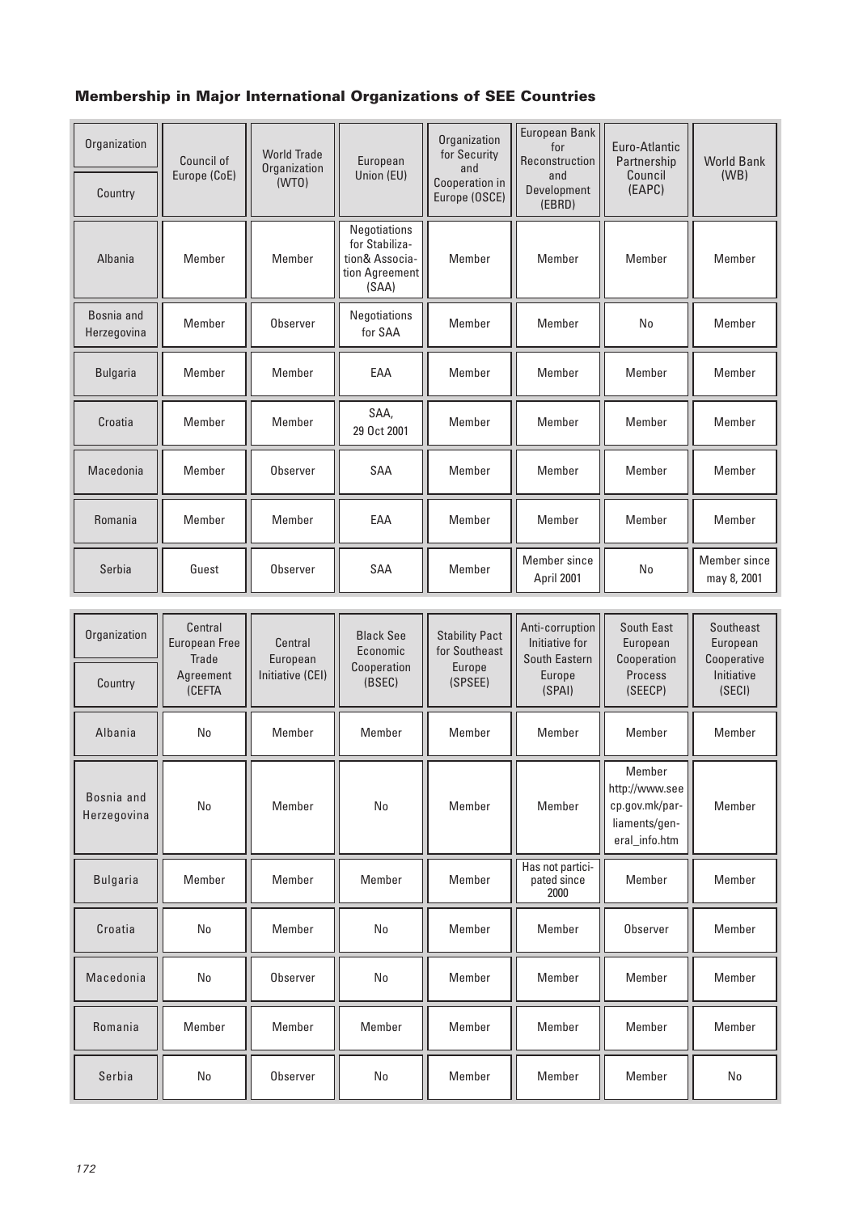### Membership in Major International Organizations of SEE Countries

| Organization / Country | Council of Europe (CoE) | World Trade Organization (WTO) | European Union (EU) | Organization for Security and Cooperation in Europe (OSCE) | European Bank for Reconstruction and Development (EBRD) | Euro-Atlantic Partnership Council (EAPC) | World Bank (WB) |
|---|---|---|---|---|---|---|---|
| Albania | Member | Member | Negotiations for Stabilization& Association Agreement (SAA) | Member | Member | Member | Member |
| Bosnia and Herzegovina | Member | Observer | Negotiations for SAA | Member | Member | No | Member |
| Bulgaria | Member | Member | EAA | Member | Member | Member | Member |
| Croatia | Member | Member | SAA, 29 Oct 2001 | Member | Member | Member | Member |
| Macedonia | Member | Observer | SAA | Member | Member | Member | Member |
| Romania | Member | Member | EAA | Member | Member | Member | Member |
| Serbia | Guest | Observer | SAA | Member | Member since April 2001 | No | Member since may 8, 2001 |

| Organization / Country | Central European Free Trade Agreement (CEFTA | Central European Initiative (CEI) | Black See Economic Cooperation (BSEC) | Stability Pact for Southeast Europe (SPSEE) | Anti-corruption Initiative for South Eastern Europe (SPAI) | South East European Cooperation Process (SEECP) | Southeast European Cooperative Initiative (SECI) |
|---|---|---|---|---|---|---|---|
| Albania | No | Member | Member | Member | Member | Member | Member |
| Bosnia and Herzegovina | No | Member | No | Member | Member | Member http://www.seecp.gov.mk/parliaments/general_info.htm | Member |
| Bulgaria | Member | Member | Member | Member | Has not participated since 2000 | Member | Member |
| Croatia | No | Member | No | Member | Member | Observer | Member |
| Macedonia | No | Observer | No | Member | Member | Member | Member |
| Romania | Member | Member | Member | Member | Member | Member | Member |
| Serbia | No | Observer | No | Member | Member | Member | No |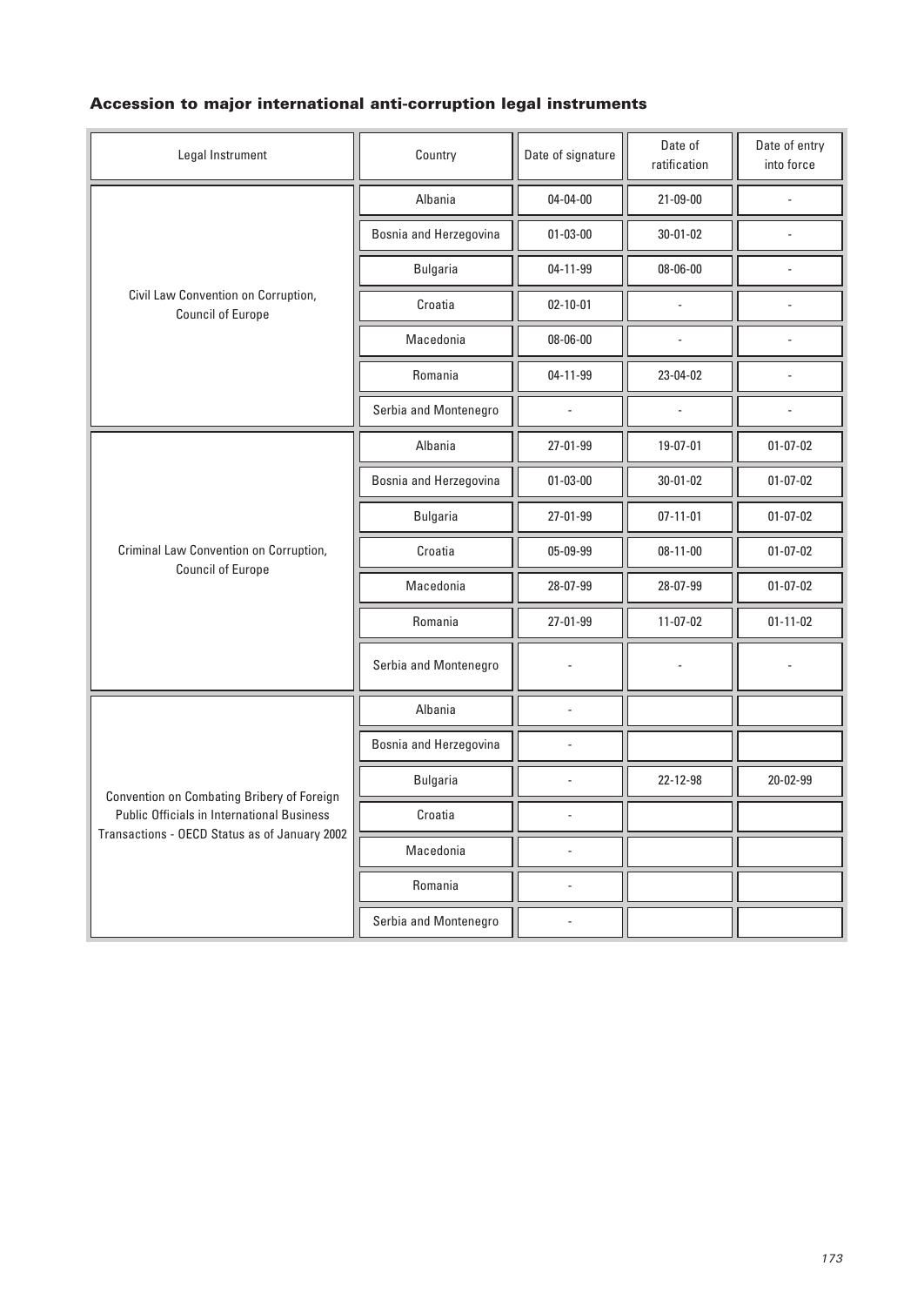### Accession to major international anti-corruption legal instruments

| Legal Instrument | Country | Date of signature | Date of ratification | Date of entry into force |
|---|---|---|---|---|
| Civil Law Convention on Corruption, Council of Europe | Albania | 04-04-00 | 21-09-00 | - |
| | Bosnia and Herzegovina | 01-03-00 | 30-01-02 | - |
| | Bulgaria | 04-11-99 | 08-06-00 | - |
| | Croatia | 02-10-01 | - | - |
| | Macedonia | 08-06-00 | - | - |
| | Romania | 04-11-99 | 23-04-02 | - |
| | Serbia and Montenegro | - | - | - |
| Criminal Law Convention on Corruption, Council of Europe | Albania | 27-01-99 | 19-07-01 | 01-07-02 |
| | Bosnia and Herzegovina | 01-03-00 | 30-01-02 | 01-07-02 |
| | Bulgaria | 27-01-99 | 07-11-01 | 01-07-02 |
| | Croatia | 05-09-99 | 08-11-00 | 01-07-02 |
| | Macedonia | 28-07-99 | 28-07-99 | 01-07-02 |
| | Romania | 27-01-99 | 11-07-02 | 01-11-02 |
| | Serbia and Montenegro | - | - | - |
| Convention on Combating Bribery of Foreign Public Officials in International Business Transactions - OECD Status as of January 2002 | Albania | - | | |
| | Bosnia and Herzegovina | - | | |
| | Bulgaria | - | 22-12-98 | 20-02-99 |
| | Croatia | - | | |
| | Macedonia | - | | |
| | Romania | - | | |
| | Serbia and Montenegro | - | | |